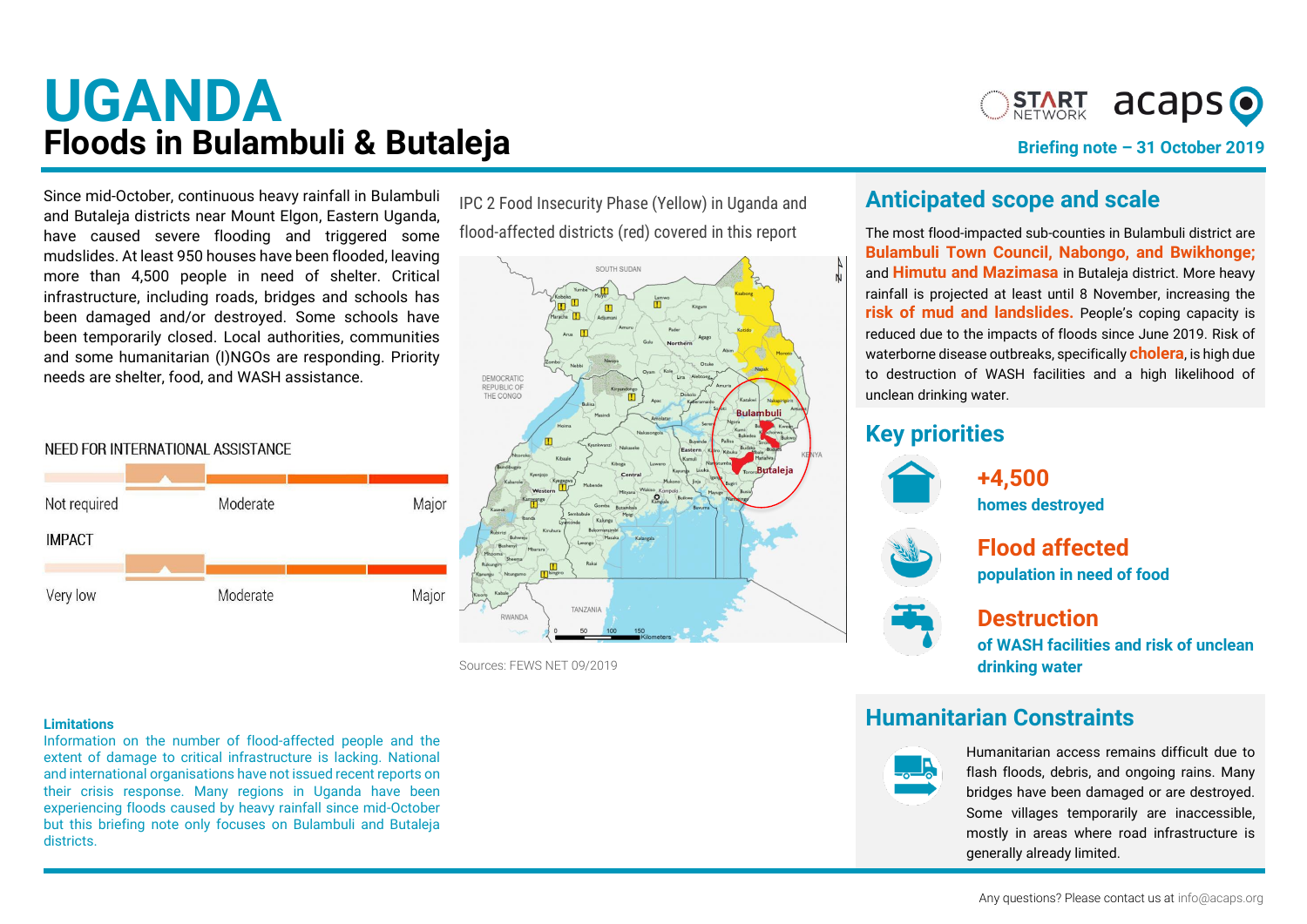# UGANDA

## Floods in Bulambuli & Butaleja

Briefing note – 31 October 2019

Since mid-October, continuous heavy rainfall in Bulambuli and Butaleja districts near Mount Elgon, Eastern Uganda, have caused severe flooding and triggered some mudslides. At least 950 houses have been flooded, leaving more than 4,500 people in need of shelter. Critical infrastructure, including roads, bridges and schools has been damaged and/or destroyed. Some schools have been temporarily closed. Local authorities, communities and some humanitarian (I)NGOs are responding. Priority needs are shelter, food, and WASH assistance.

NEED FOR INTERNATIONAL ASSISTANCE

Not required — Moderate — Major

IMPACT

Very low — Moderate — Major

IPC 2 Food Insecurity Phase (Yellow) in Uganda and flood-affected districts (red) covered in this report

Sources: FEWS NET 09/2019

**Limitations**

Information on the number of flood-affected people and the extent of damage to critical infrastructure is lacking. National and international organisations have not issued recent reports on their crisis response. Many regions in Uganda have been experiencing floods caused by heavy rainfall since mid-October but this briefing note only focuses on Bulambuli and Butaleja districts.

## Anticipated scope and scale

The most flood-impacted sub-counties in Bulambuli district are **Bulambuli Town Council, Nabongo, and Bwikhonge;** and **Himutu and Mazimasa** in Butaleja district. More heavy rainfall is projected at least until 8 November, increasing the **risk of mud and landslides.** People's coping capacity is reduced due to the impacts of floods since June 2019. Risk of waterborne disease outbreaks, specifically **cholera**, is high due to destruction of WASH facilities and a high likelihood of unclean drinking water.

## Key priorities

**+4,500**
homes destroyed

**Flood affected**
population in need of food

**Destruction**
of WASH facilities and risk of unclean drinking water

## Humanitarian Constraints

Humanitarian access remains difficult due to flash floods, debris, and ongoing rains. Many bridges have been damaged or are destroyed. Some villages temporarily are inaccessible, mostly in areas where road infrastructure is generally already limited.

Any questions? Please contact us at info@acaps.org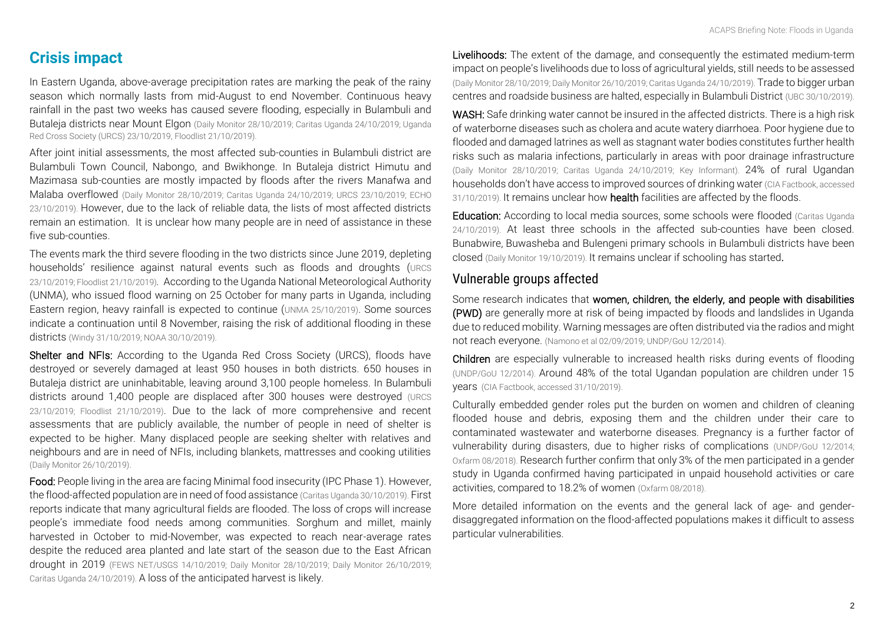## Crisis impact

In Eastern Uganda, above-average precipitation rates are marking the peak of the rainy season which normally lasts from mid-August to end November. Continuous heavy rainfall in the past two weeks has caused severe flooding, especially in Bulambuli and Butaleja districts near Mount Elgon (Daily Monitor 28/10/2019; Caritas Uganda 24/10/2019; Uganda Red Cross Society (URCS) 23/10/2019, Floodlist 21/10/2019).

After joint initial assessments, the most affected sub-counties in Bulambuli district are Bulambuli Town Council, Nabongo, and Bwikhonge. In Butaleja district Himutu and Mazimasa sub-counties are mostly impacted by floods after the rivers Manafwa and Malaba overflowed (Daily Monitor 28/10/2019; Caritas Uganda 24/10/2019; URCS 23/10/2019; ECHO 23/10/2019). However, due to the lack of reliable data, the lists of most affected districts remain an estimation. It is unclear how many people are in need of assistance in these five sub-counties.

The events mark the third severe flooding in the two districts since June 2019, depleting households' resilience against natural events such as floods and droughts (URCS 23/10/2019; Floodlist 21/10/2019). According to the Uganda National Meteorological Authority (UNMA), who issued flood warning on 25 October for many parts in Uganda, including Eastern region, heavy rainfall is expected to continue (UNMA 25/10/2019). Some sources indicate a continuation until 8 November, raising the risk of additional flooding in these districts (Windy 31/10/2019; NOAA 30/10/2019).

**Shelter and NFIs:** According to the Uganda Red Cross Society (URCS), floods have destroyed or severely damaged at least 950 houses in both districts. 650 houses in Butaleja district are uninhabitable, leaving around 3,100 people homeless. In Bulambuli districts around 1,400 people are displaced after 300 houses were destroyed (URCS 23/10/2019; Floodlist 21/10/2019). Due to the lack of more comprehensive and recent assessments that are publicly available, the number of people in need of shelter is expected to be higher. Many displaced people are seeking shelter with relatives and neighbours and are in need of NFIs, including blankets, mattresses and cooking utilities (Daily Monitor 26/10/2019).

**Food:** People living in the area are facing Minimal food insecurity (IPC Phase 1). However, the flood-affected population are in need of food assistance (Caritas Uganda 30/10/2019). First reports indicate that many agricultural fields are flooded. The loss of crops will increase people's immediate food needs among communities. Sorghum and millet, mainly harvested in October to mid-November, was expected to reach near-average rates despite the reduced area planted and late start of the season due to the East African drought in 2019 (FEWS NET/USGS 14/10/2019; Daily Monitor 28/10/2019; Daily Monitor 26/10/2019; Caritas Uganda 24/10/2019). A loss of the anticipated harvest is likely.

**Livelihoods:** The extent of the damage, and consequently the estimated medium-term impact on people's livelihoods due to loss of agricultural yields, still needs to be assessed (Daily Monitor 28/10/2019; Daily Monitor 26/10/2019; Caritas Uganda 24/10/2019). Trade to bigger urban centres and roadside business are halted, especially in Bulambuli District (UBC 30/10/2019).

**WASH:** Safe drinking water cannot be insured in the affected districts. There is a high risk of waterborne diseases such as cholera and acute watery diarrhoea. Poor hygiene due to flooded and damaged latrines as well as stagnant water bodies constitutes further health risks such as malaria infections, particularly in areas with poor drainage infrastructure (Daily Monitor 28/10/2019; Caritas Uganda 24/10/2019; Key Informant). 24% of rural Ugandan households don't have access to improved sources of drinking water (CIA Factbook, accessed 31/10/2019). It remains unclear how **health** facilities are affected by the floods.

**Education:** According to local media sources, some schools were flooded (Caritas Uganda 24/10/2019). At least three schools in the affected sub-counties have been closed. Bunabwire, Buwasheba and Bulengeni primary schools in Bulambuli districts have been closed (Daily Monitor 19/10/2019). It remains unclear if schooling has started.

### Vulnerable groups affected

Some research indicates that **women, children, the elderly, and people with disabilities (PWD)** are generally more at risk of being impacted by floods and landslides in Uganda due to reduced mobility. Warning messages are often distributed via the radios and might not reach everyone. (Namono et al 02/09/2019; UNDP/GoU 12/2014).

**Children** are especially vulnerable to increased health risks during events of flooding (UNDP/GoU 12/2014). Around 48% of the total Ugandan population are children under 15 years (CIA Factbook, accessed 31/10/2019).

Culturally embedded gender roles put the burden on women and children of cleaning flooded house and debris, exposing them and the children under their care to contaminated wastewater and waterborne diseases. Pregnancy is a further factor of vulnerability during disasters, due to higher risks of complications (UNDP/GoU 12/2014; Oxfam 08/2018). Research further confirm that only 3% of the men participated in a gender study in Uganda confirmed having participated in unpaid household activities or care activities, compared to 18.2% of women (Oxfam 08/2018).

More detailed information on the events and the general lack of age- and gender-disaggregated information on the flood-affected populations makes it difficult to assess particular vulnerabilities.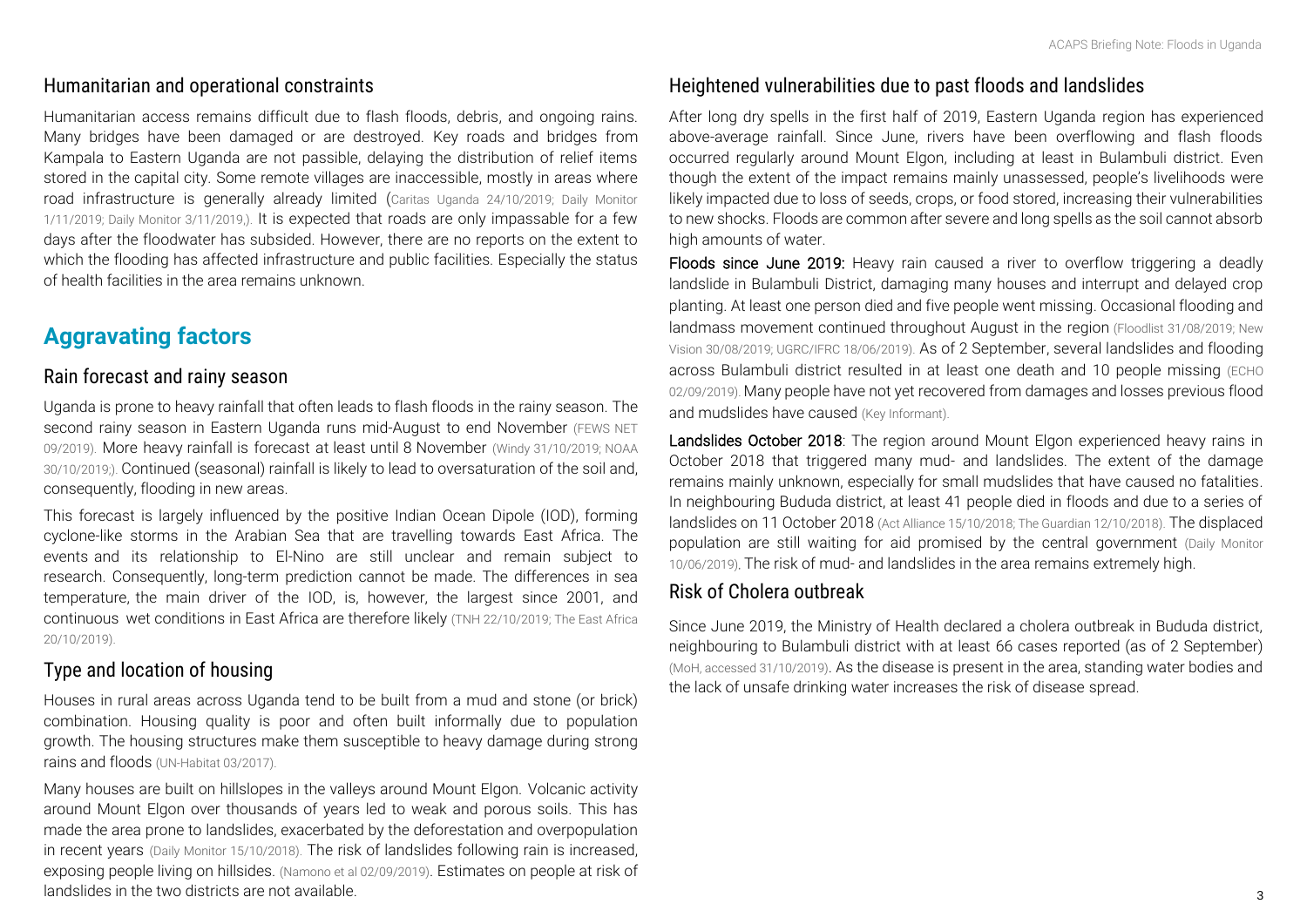## Humanitarian and operational constraints

Humanitarian access remains difficult due to flash floods, debris, and ongoing rains. Many bridges have been damaged or are destroyed. Key roads and bridges from Kampala to Eastern Uganda are not passible, delaying the distribution of relief items stored in the capital city. Some remote villages are inaccessible, mostly in areas where road infrastructure is generally already limited (Caritas Uganda 24/10/2019; Daily Monitor 1/11/2019; Daily Monitor 3/11/2019,). It is expected that roads are only impassable for a few days after the floodwater has subsided. However, there are no reports on the extent to which the flooding has affected infrastructure and public facilities. Especially the status of health facilities in the area remains unknown.

# Aggravating factors

## Rain forecast and rainy season

Uganda is prone to heavy rainfall that often leads to flash floods in the rainy season. The second rainy season in Eastern Uganda runs mid-August to end November (FEWS NET 09/2019). More heavy rainfall is forecast at least until 8 November (Windy 31/10/2019; NOAA 30/10/2019;). Continued (seasonal) rainfall is likely to lead to oversaturation of the soil and, consequently, flooding in new areas.

This forecast is largely influenced by the positive Indian Ocean Dipole (IOD), forming cyclone-like storms in the Arabian Sea that are travelling towards East Africa. The events and its relationship to El-Nino are still unclear and remain subject to research. Consequently, long-term prediction cannot be made. The differences in sea temperature, the main driver of the IOD, is, however, the largest since 2001, and continuous wet conditions in East Africa are therefore likely (TNH 22/10/2019; The East Africa 20/10/2019).

## Type and location of housing

Houses in rural areas across Uganda tend to be built from a mud and stone (or brick) combination. Housing quality is poor and often built informally due to population growth. The housing structures make them susceptible to heavy damage during strong rains and floods (UN-Habitat 03/2017).

Many houses are built on hillslopes in the valleys around Mount Elgon. Volcanic activity around Mount Elgon over thousands of years led to weak and porous soils. This has made the area prone to landslides, exacerbated by the deforestation and overpopulation in recent years (Daily Monitor 15/10/2018). The risk of landslides following rain is increased, exposing people living on hillsides. (Namono et al 02/09/2019). Estimates on people at risk of landslides in the two districts are not available.

## Heightened vulnerabilities due to past floods and landslides

After long dry spells in the first half of 2019, Eastern Uganda region has experienced above-average rainfall. Since June, rivers have been overflowing and flash floods occurred regularly around Mount Elgon, including at least in Bulambuli district. Even though the extent of the impact remains mainly unassessed, people's livelihoods were likely impacted due to loss of seeds, crops, or food stored, increasing their vulnerabilities to new shocks. Floods are common after severe and long spells as the soil cannot absorb high amounts of water.

**Floods since June 2019:** Heavy rain caused a river to overflow triggering a deadly landslide in Bulambuli District, damaging many houses and interrupt and delayed crop planting. At least one person died and five people went missing. Occasional flooding and landmass movement continued throughout August in the region (Floodlist 31/08/2019; New Vision 30/08/2019; UGRC/IFRC 18/06/2019). As of 2 September, several landslides and flooding across Bulambuli district resulted in at least one death and 10 people missing (ECHO 02/09/2019). Many people have not yet recovered from damages and losses previous flood and mudslides have caused (Key Informant).

**Landslides October 2018**: The region around Mount Elgon experienced heavy rains in October 2018 that triggered many mud- and landslides. The extent of the damage remains mainly unknown, especially for small mudslides that have caused no fatalities. In neighbouring Bududa district, at least 41 people died in floods and due to a series of landslides on 11 October 2018 (Act Alliance 15/10/2018; The Guardian 12/10/2018). The displaced population are still waiting for aid promised by the central government (Daily Monitor 10/06/2019). The risk of mud- and landslides in the area remains extremely high.

## Risk of Cholera outbreak

Since June 2019, the Ministry of Health declared a cholera outbreak in Bududa district, neighbouring to Bulambuli district with at least 66 cases reported (as of 2 September) (MoH, accessed 31/10/2019). As the disease is present in the area, standing water bodies and the lack of unsafe drinking water increases the risk of disease spread.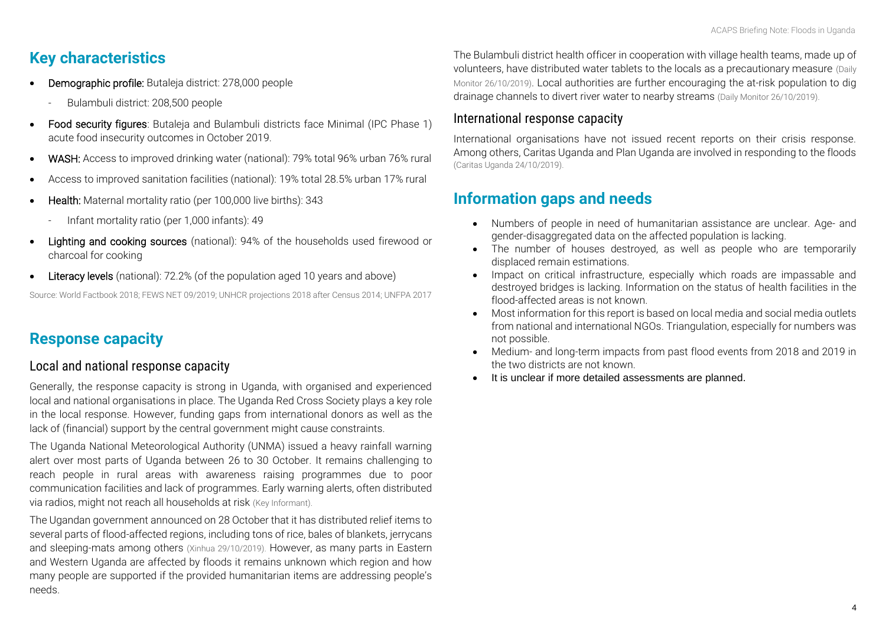## Key characteristics

- **Demographic profile:** Butaleja district: 278,000 people
  - Bulambuli district: 208,500 people
- **Food security figures**: Butaleja and Bulambuli districts face Minimal (IPC Phase 1) acute food insecurity outcomes in October 2019.
- **WASH:** Access to improved drinking water (national): 79% total 96% urban 76% rural
- Access to improved sanitation facilities (national): 19% total 28.5% urban 17% rural
- **Health:** Maternal mortality ratio (per 100,000 live births): 343
  - Infant mortality ratio (per 1,000 infants): 49
- **Lighting and cooking sources** (national): 94% of the households used firewood or charcoal for cooking
- **Literacy levels** (national): 72.2% (of the population aged 10 years and above)

Source: World Factbook 2018; FEWS NET 09/2019; UNHCR projections 2018 after Census 2014; UNFPA 2017

## Response capacity

### Local and national response capacity

Generally, the response capacity is strong in Uganda, with organised and experienced local and national organisations in place. The Uganda Red Cross Society plays a key role in the local response. However, funding gaps from international donors as well as the lack of (financial) support by the central government might cause constraints.

The Uganda National Meteorological Authority (UNMA) issued a heavy rainfall warning alert over most parts of Uganda between 26 to 30 October. It remains challenging to reach people in rural areas with awareness raising programmes due to poor communication facilities and lack of programmes. Early warning alerts, often distributed via radios, might not reach all households at risk (Key Informant).

The Ugandan government announced on 28 October that it has distributed relief items to several parts of flood-affected regions, including tons of rice, bales of blankets, jerrycans and sleeping-mats among others (Xinhua 29/10/2019). However, as many parts in Eastern and Western Uganda are affected by floods it remains unknown which region and how many people are supported if the provided humanitarian items are addressing people's needs.

The Bulambuli district health officer in cooperation with village health teams, made up of volunteers, have distributed water tablets to the locals as a precautionary measure (Daily Monitor 26/10/2019). Local authorities are further encouraging the at-risk population to dig drainage channels to divert river water to nearby streams (Daily Monitor 26/10/2019).

### International response capacity

International organisations have not issued recent reports on their crisis response. Among others, Caritas Uganda and Plan Uganda are involved in responding to the floods (Caritas Uganda 24/10/2019).

## Information gaps and needs

- Numbers of people in need of humanitarian assistance are unclear. Age- and gender-disaggregated data on the affected population is lacking.
- The number of houses destroyed, as well as people who are temporarily displaced remain estimations.
- Impact on critical infrastructure, especially which roads are impassable and destroyed bridges is lacking. Information on the status of health facilities in the flood-affected areas is not known.
- Most information for this report is based on local media and social media outlets from national and international NGOs. Triangulation, especially for numbers was not possible.
- Medium- and long-term impacts from past flood events from 2018 and 2019 in the two districts are not known.
- It is unclear if more detailed assessments are planned.